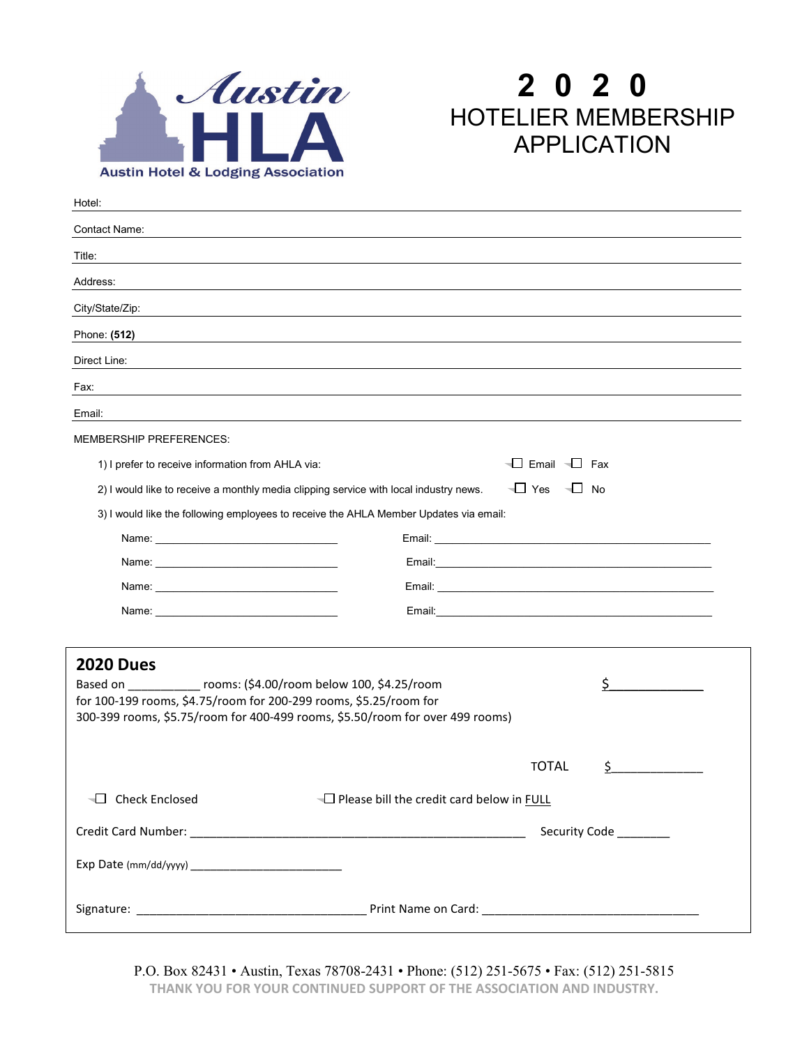Austin HLA
Austin Hotel & Lodging Association

# 2020 HOTELIER MEMBERSHIP APPLICATION

Hotel: ______________________________

Contact Name: ______________________________

Title: ______________________________

Address: ______________________________

City/State/Zip: ______________________________

Phone: **(512)** ______________________________

Direct Line: ______________________________

Fax: ______________________________

Email: ______________________________

MEMBERSHIP PREFERENCES:

1) I prefer to receive information from AHLA via: ☐ Email ☐ Fax

2) I would like to receive a monthly media clipping service with local industry news. ☐ Yes ☐ No

3) I would like the following employees to receive the AHLA Member Updates via email:

Name: ____________________ Email: ____________________

Name: ____________________ Email: ____________________

Name: ____________________ Email: ____________________

Name: ____________________ Email: ____________________

## 2020 Dues

Based on __________ rooms: ($4.00/room below 100, $4.25/room for 100-199 rooms, $4.75/room for 200-299 rooms, $5.25/room for 300-399 rooms, $5.75/room for 400-499 rooms, $5.50/room for over 499 rooms) $____________

TOTAL $____________

☐ Check Enclosed ☐ Please bill the credit card below in FULL

Credit Card Number: ______________________________ Security Code ________

Exp Date (mm/dd/yyyy) ____________________

Signature: ____________________ Print Name on Card: ____________________

P.O. Box 82431 • Austin, Texas 78708-2431 • Phone: (512) 251-5675 • Fax: (512) 251-5815

THANK YOU FOR YOUR CONTINUED SUPPORT OF THE ASSOCIATION AND INDUSTRY.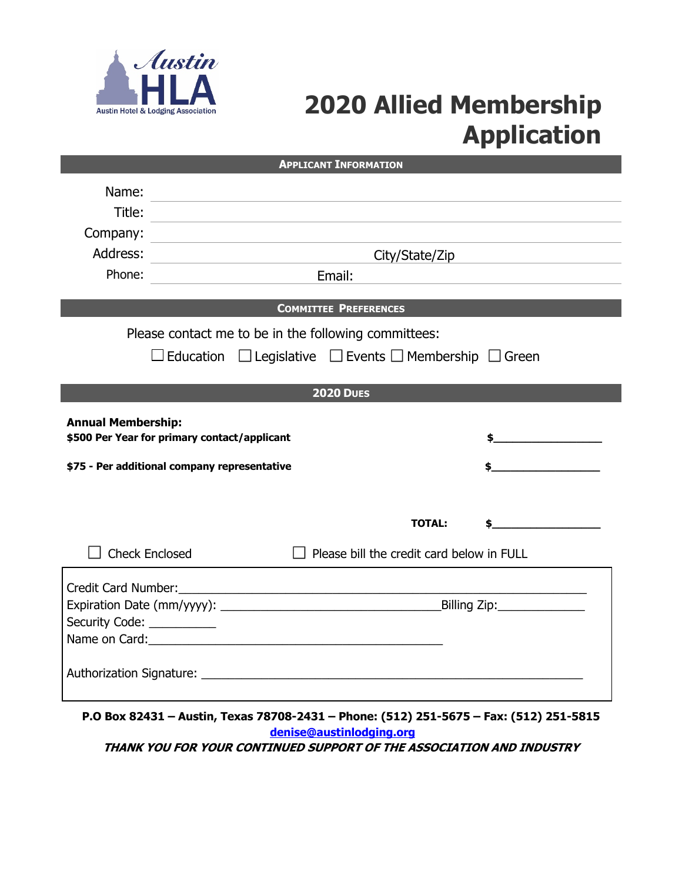Austin HLA
Austin Hotel & Lodging Association

# 2020 Allied Membership Application

## APPLICANT INFORMATION

Name: \_\_\_\_\_\_\_\_\_\_\_\_\_\_\_\_\_\_\_\_\_\_\_\_\_\_\_\_\_\_\_\_\_\_\_\_\_\_\_\_

Title: \_\_\_\_\_\_\_\_\_\_\_\_\_\_\_\_\_\_\_\_\_\_\_\_\_\_\_\_\_\_\_\_\_\_\_\_\_\_\_\_

Company: \_\_\_\_\_\_\_\_\_\_\_\_\_\_\_\_\_\_\_\_\_\_\_\_\_\_\_\_\_\_\_\_\_\_\_\_\_\_\_\_

Address: \_\_\_\_\_\_\_\_\_\_\_\_\_\_\_\_\_\_\_\_ City/State/Zip \_\_\_\_\_\_\_\_\_\_\_\_\_\_\_\_\_\_\_\_

Phone: \_\_\_\_\_\_\_\_\_\_\_\_\_\_\_\_\_\_\_\_ Email: \_\_\_\_\_\_\_\_\_\_\_\_\_\_\_\_\_\_\_\_

## COMMITTEE PREFERENCES

Please contact me to be in the following committees:

☐ Education ☐ Legislative ☐ Events ☐ Membership ☐ Green

## 2020 DUES

**Annual Membership:**

**$500 Per Year for primary contact/applicant** **$\_\_\_\_\_\_\_\_\_\_\_\_\_\_\_\_**

**$75 - Per additional company representative** **$\_\_\_\_\_\_\_\_\_\_\_\_\_\_\_\_**

**TOTAL:** **$\_\_\_\_\_\_\_\_\_\_\_\_\_\_\_\_**

☐ Check Enclosed ☐ Please bill the credit card below in FULL

Credit Card Number: \_\_\_\_\_\_\_\_\_\_\_\_\_\_\_\_\_\_\_\_\_\_\_\_\_\_\_\_\_\_\_\_\_\_\_\_\_\_\_\_

Expiration Date (mm/yyyy): \_\_\_\_\_\_\_\_\_\_\_\_\_\_\_\_\_\_\_\_ Billing Zip: \_\_\_\_\_\_\_\_\_\_\_\_

Security Code: \_\_\_\_\_\_\_\_\_\_

Name on Card: \_\_\_\_\_\_\_\_\_\_\_\_\_\_\_\_\_\_\_\_\_\_\_\_\_\_\_\_\_\_\_\_\_\_\_\_\_\_\_\_

Authorization Signature: \_\_\_\_\_\_\_\_\_\_\_\_\_\_\_\_\_\_\_\_\_\_\_\_\_\_\_\_\_\_\_\_\_\_\_\_\_\_\_\_

**P.O Box 82431 – Austin, Texas 78708-2431 – Phone: (512) 251-5675 – Fax: (512) 251-5815**

**denise@austinlodging.org**

***THANK YOU FOR YOUR CONTINUED SUPPORT OF THE ASSOCIATION AND INDUSTRY***